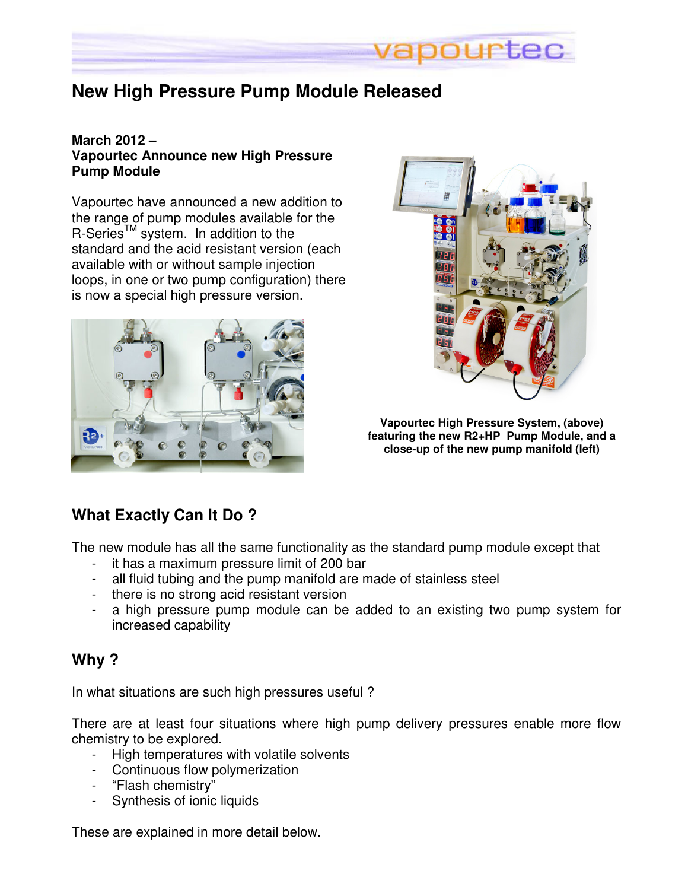# New High Pressure Pump Module Released

**March 2012 –**
**Vapourtec Announce new High Pressure Pump Module**

Vapourtec have announced a new addition to the range of pump modules available for the R-Series™ system. In addition to the standard and the acid resistant version (each available with or without sample injection loops, in one or two pump configuration) there is now a special high pressure version.

**Vapourtec High Pressure System, (above) featuring the new R2+HP Pump Module, and a close-up of the new pump manifold (left)**

## What Exactly Can It Do ?

The new module has all the same functionality as the standard pump module except that

- it has a maximum pressure limit of 200 bar
- all fluid tubing and the pump manifold are made of stainless steel
- there is no strong acid resistant version
- a high pressure pump module can be added to an existing two pump system for increased capability

## Why ?

In what situations are such high pressures useful ?

There are at least four situations where high pump delivery pressures enable more flow chemistry to be explored.

- High temperatures with volatile solvents
- Continuous flow polymerization
- "Flash chemistry"
- Synthesis of ionic liquids

These are explained in more detail below.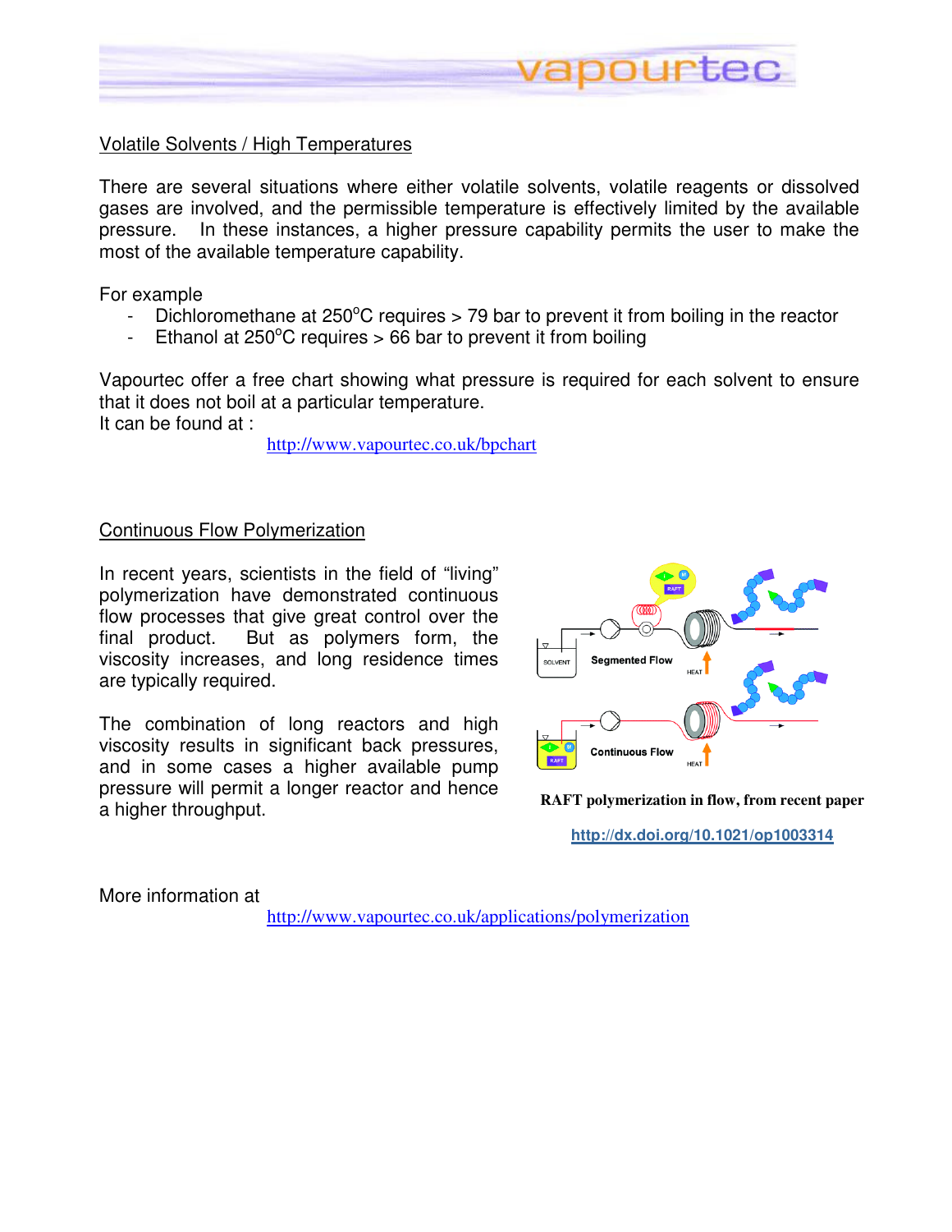## Volatile Solvents / High Temperatures

There are several situations where either volatile solvents, volatile reagents or dissolved gases are involved, and the permissible temperature is effectively limited by the available pressure. In these instances, a higher pressure capability permits the user to make the most of the available temperature capability.

For example

- Dichloromethane at 250°C requires > 79 bar to prevent it from boiling in the reactor
- Ethanol at 250°C requires > 66 bar to prevent it from boiling

Vapourtec offer a free chart showing what pressure is required for each solvent to ensure that it does not boil at a particular temperature.
It can be found at :

http://www.vapourtec.co.uk/bpchart

## Continuous Flow Polymerization

In recent years, scientists in the field of "living" polymerization have demonstrated continuous flow processes that give great control over the final product. But as polymers form, the viscosity increases, and long residence times are typically required.

The combination of long reactors and high viscosity results in significant back pressures, and in some cases a higher available pump pressure will permit a longer reactor and hence a higher throughput.

RAFT polymerization in flow, from recent paper

http://dx.doi.org/10.1021/op1003314

More information at

http://www.vapourtec.co.uk/applications/polymerization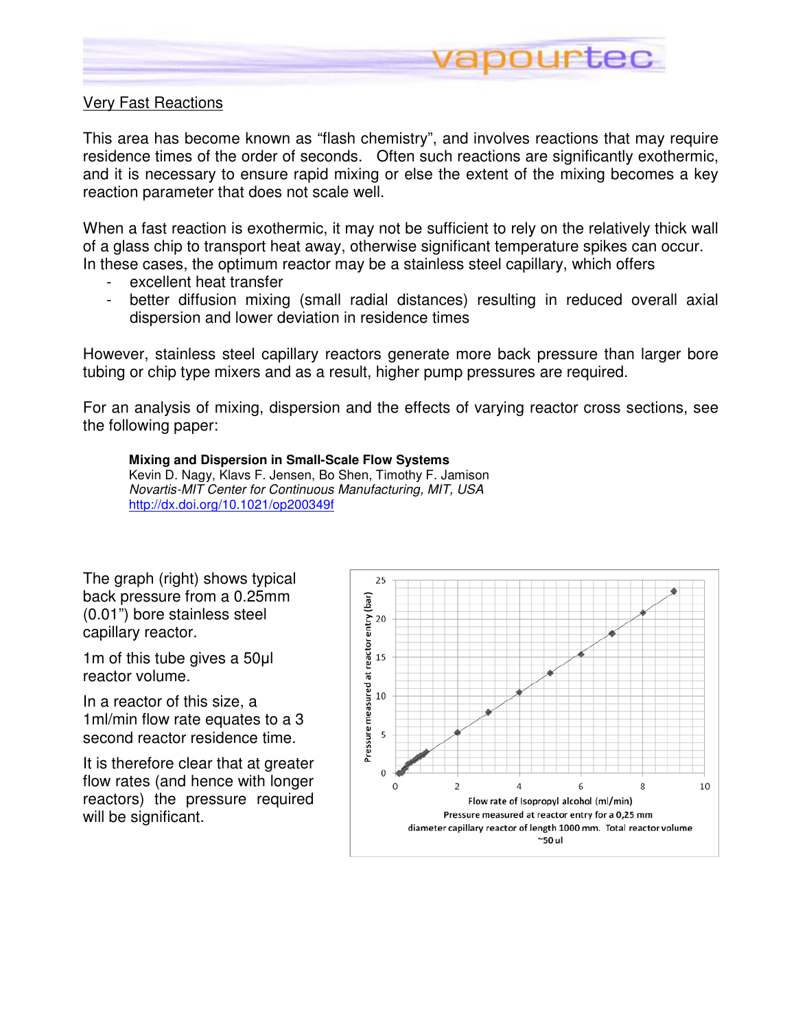## Very Fast Reactions

This area has become known as "flash chemistry", and involves reactions that may require residence times of the order of seconds. Often such reactions are significantly exothermic, and it is necessary to ensure rapid mixing or else the extent of the mixing becomes a key reaction parameter that does not scale well.

When a fast reaction is exothermic, it may not be sufficient to rely on the relatively thick wall of a glass chip to transport heat away, otherwise significant temperature spikes can occur. In these cases, the optimum reactor may be a stainless steel capillary, which offers

- excellent heat transfer
- better diffusion mixing (small radial distances) resulting in reduced overall axial dispersion and lower deviation in residence times

However, stainless steel capillary reactors generate more back pressure than larger bore tubing or chip type mixers and as a result, higher pump pressures are required.

For an analysis of mixing, dispersion and the effects of varying reactor cross sections, see the following paper:

> **Mixing and Dispersion in Small-Scale Flow Systems**
> Kevin D. Nagy, Klavs F. Jensen, Bo Shen, Timothy F. Jamison
> *Novartis-MIT Center for Continuous Manufacturing, MIT, USA*
> http://dx.doi.org/10.1021/op200349f

The graph (right) shows typical back pressure from a 0.25mm (0.01") bore stainless steel capillary reactor.

1m of this tube gives a 50µl reactor volume.

In a reactor of this size, a 1ml/min flow rate equates to a 3 second reactor residence time.

It is therefore clear that at greater flow rates (and hence with longer reactors) the pressure required will be significant.

Pressure measured at reactor entry for a 0,25 mm diameter capillary reactor of length 1000 mm. Total reactor volume ~50 ul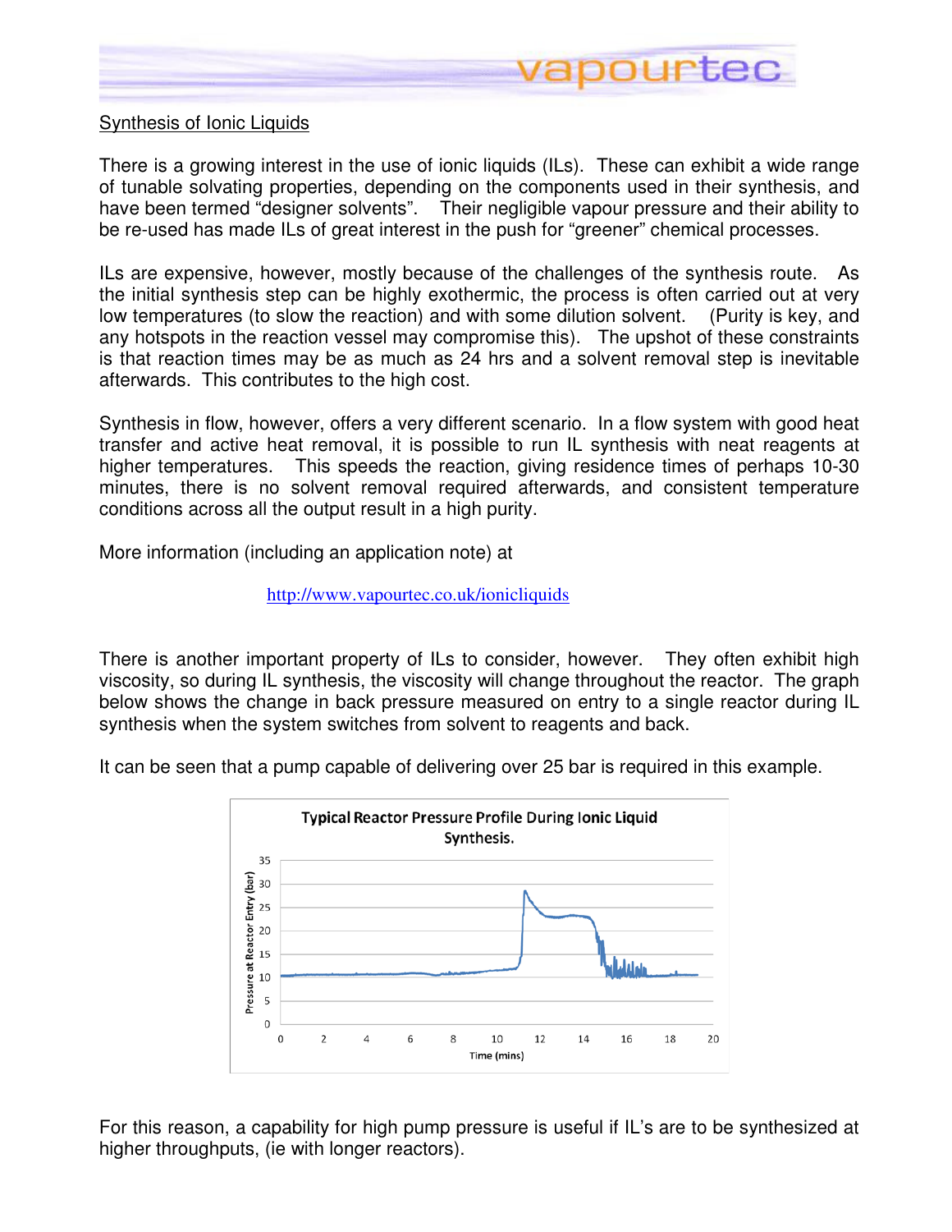<u>Synthesis of Ionic Liquids</u>

There is a growing interest in the use of ionic liquids (ILs). These can exhibit a wide range of tunable solvating properties, depending on the components used in their synthesis, and have been termed "designer solvents". Their negligible vapour pressure and their ability to be re-used has made ILs of great interest in the push for "greener" chemical processes.

ILs are expensive, however, mostly because of the challenges of the synthesis route. As the initial synthesis step can be highly exothermic, the process is often carried out at very low temperatures (to slow the reaction) and with some dilution solvent. (Purity is key, and any hotspots in the reaction vessel may compromise this). The upshot of these constraints is that reaction times may be as much as 24 hrs and a solvent removal step is inevitable afterwards. This contributes to the high cost.

Synthesis in flow, however, offers a very different scenario. In a flow system with good heat transfer and active heat removal, it is possible to run IL synthesis with neat reagents at higher temperatures. This speeds the reaction, giving residence times of perhaps 10-30 minutes, there is no solvent removal required afterwards, and consistent temperature conditions across all the output result in a high purity.

More information (including an application note) at

http://www.vapourtec.co.uk/ionicliquids

There is another important property of ILs to consider, however. They often exhibit high viscosity, so during IL synthesis, the viscosity will change throughout the reactor. The graph below shows the change in back pressure measured on entry to a single reactor during IL synthesis when the system switches from solvent to reagents and back.

It can be seen that a pump capable of delivering over 25 bar is required in this example.

**Typical Reactor Pressure Profile During Ionic Liquid Synthesis.**

For this reason, a capability for high pump pressure is useful if IL's are to be synthesized at higher throughputs, (ie with longer reactors).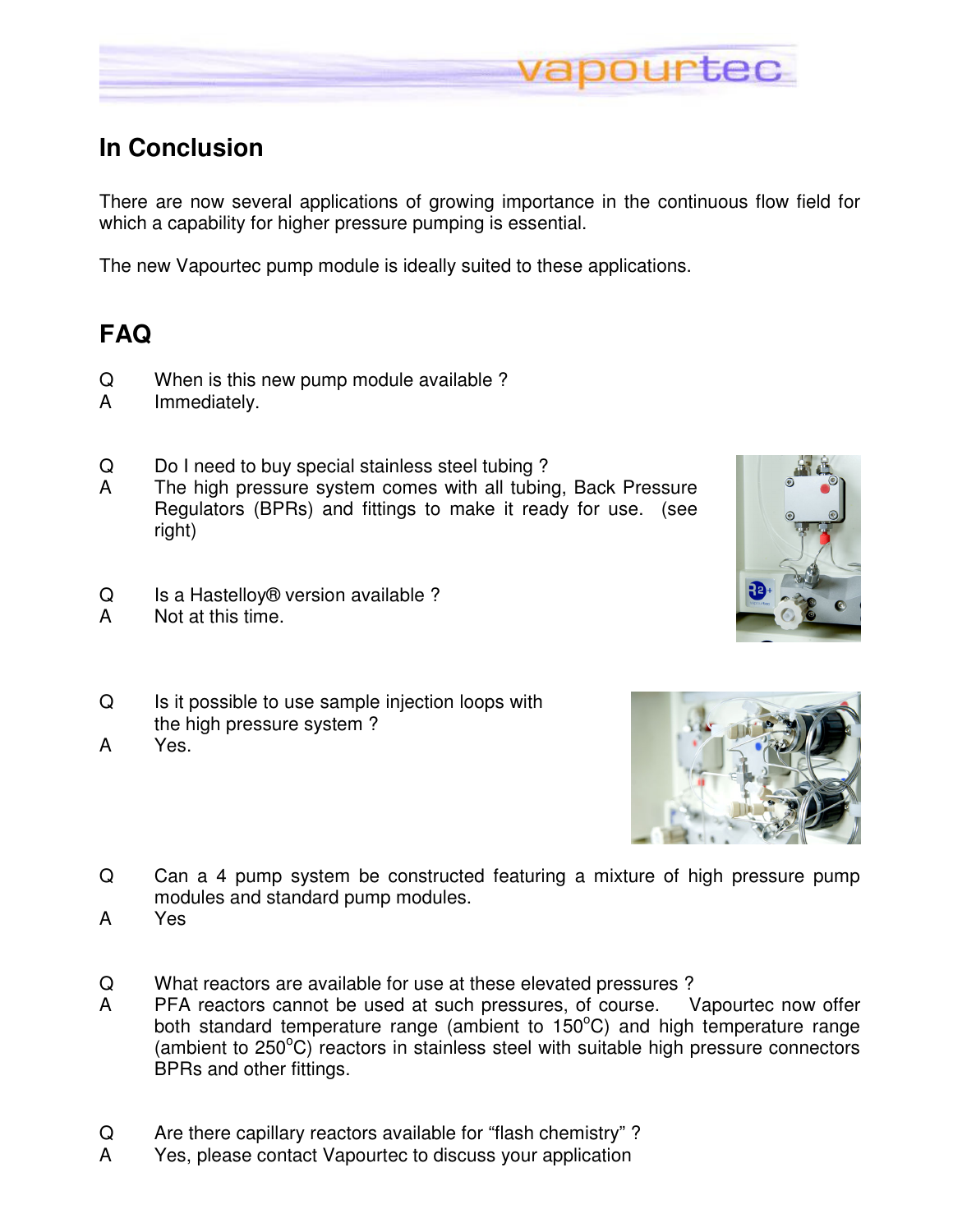## In Conclusion

There are now several applications of growing importance in the continuous flow field for which a capability for higher pressure pumping is essential.

The new Vapourtec pump module is ideally suited to these applications.

## FAQ

Q When is this new pump module available ?
A Immediately.

Q Do I need to buy special stainless steel tubing ?
A The high pressure system comes with all tubing, Back Pressure Regulators (BPRs) and fittings to make it ready for use. (see right)

Q Is a Hastelloy® version available ?
A Not at this time.

Q Is it possible to use sample injection loops with the high pressure system ?
A Yes.

Q Can a 4 pump system be constructed featuring a mixture of high pressure pump modules and standard pump modules.
A Yes

Q What reactors are available for use at these elevated pressures ?
A PFA reactors cannot be used at such pressures, of course. Vapourtec now offer both standard temperature range (ambient to 150°C) and high temperature range (ambient to 250°C) reactors in stainless steel with suitable high pressure connectors BPRs and other fittings.

Q Are there capillary reactors available for “flash chemistry” ?
A Yes, please contact Vapourtec to discuss your application